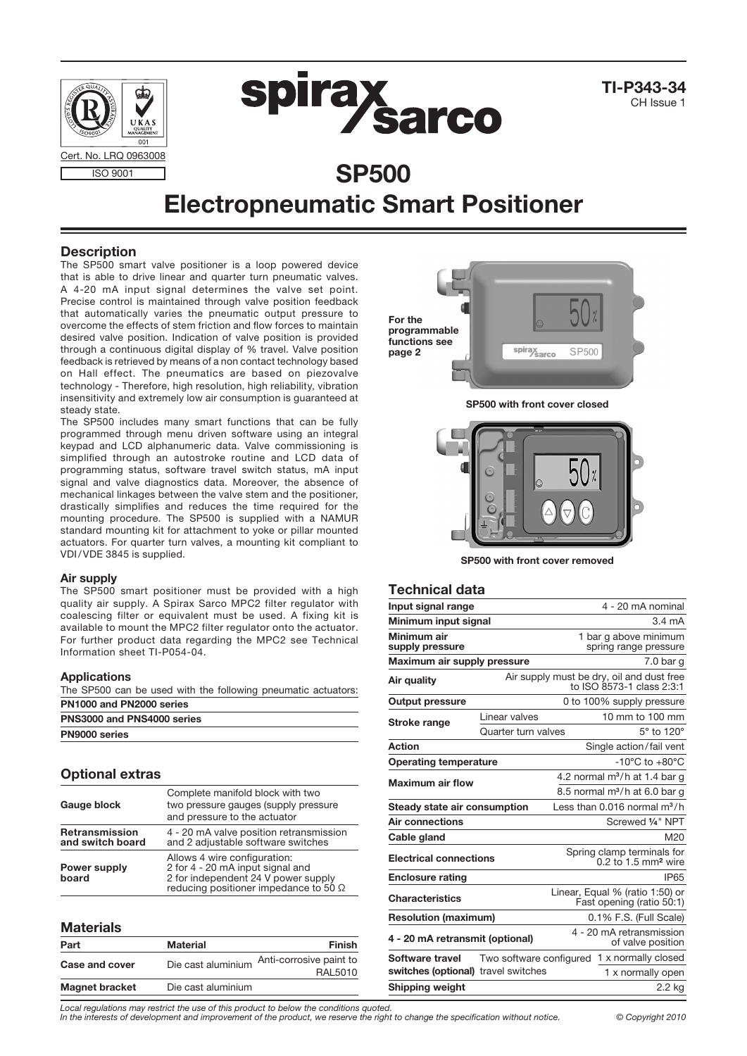Cert. No. LRQ 0963008

ISO 9001

TI-P343-34
CH Issue 1

# SP500 Electropneumatic Smart Positioner

## Description

The SP500 smart valve positioner is a loop powered device that is able to drive linear and quarter turn pneumatic valves. A 4-20 mA input signal determines the valve set point. Precise control is maintained through valve position feedback that automatically varies the pneumatic output pressure to overcome the effects of stem friction and flow forces to maintain desired valve position. Indication of valve position is provided through a continuous digital display of % travel. Valve position feedback is retrieved by means of a non contact technology based on Hall effect. The pneumatics are based on piezovalve technology - Therefore, high resolution, high reliability, vibration insensitivity and extremely low air consumption is guaranteed at steady state.

The SP500 includes many smart functions that can be fully programmed through menu driven software using an integral keypad and LCD alphanumeric data. Valve commissioning is simplified through an autostroke routine and LCD data of programming status, software travel switch status, mA input signal and valve diagnostics data. Moreover, the absence of mechanical linkages between the valve stem and the positioner, drastically simplifies and reduces the time required for the mounting procedure. The SP500 is supplied with a NAMUR standard mounting kit for attachment to yoke or pillar mounted actuators. For quarter turn valves, a mounting kit compliant to VDI/VDE 3845 is supplied.

### Air supply

The SP500 smart positioner must be provided with a high quality air supply. A Spirax Sarco MPC2 filter regulator with coalescing filter or equivalent must be used. A fixing kit is available to mount the MPC2 filter regulator onto the actuator. For further product data regarding the MPC2 see Technical Information sheet TI-P054-04.

### Applications

The SP500 can be used with the following pneumatic actuators:

| |
|---|
| **PN1000 and PN2000 series** |
| **PNS3000 and PNS4000 series** |
| **PN9000 series** |

## Optional extras

| | |
|---|---|
| **Gauge block** | Complete manifold block with two two pressure gauges (supply pressure and pressure to the actuator |
| **Retransmission and switch board** | 4 - 20 mA valve position retransmission and 2 adjustable software switches |
| **Power supply board** | Allows 4 wire configuration: 2 for 4 - 20 mA input signal and 2 for independent 24 V power supply reducing positioner impedance to 50 Ω |

## Materials

| Part | Material | Finish |
|---|---|---|
| **Case and cover** | Die cast aluminium | Anti-corrosive paint to RAL5010 |
| **Magnet bracket** | Die cast aluminium | |

For the programmable functions see page 2

SP500 with front cover closed

SP500 with front cover removed

## Technical data

| | | |
|---|---|---|
| **Input signal range** | | 4 - 20 mA nominal |
| **Minimum input signal** | | 3.4 mA |
| **Minimum air supply pressure** | | 1 bar g above minimum spring range pressure |
| **Maximum air supply pressure** | | 7.0 bar g |
| **Air quality** | | Air supply must be dry, oil and dust free to ISO 8573-1 class 2:3:1 |
| **Output pressure** | | 0 to 100% supply pressure |
| **Stroke range** | Linear valves | 10 mm to 100 mm |
| | Quarter turn valves | 5° to 120° |
| **Action** | | Single action/fail vent |
| **Operating temperature** | | -10°C to +80°C |
| **Maximum air flow** | | 4.2 normal m³/h at 1.4 bar g |
| | | 8.5 normal m³/h at 6.0 bar g |
| **Steady state air consumption** | | Less than 0.016 normal m³/h |
| **Air connections** | | Screwed ¼" NPT |
| **Cable gland** | | M20 |
| **Electrical connections** | | Spring clamp terminals for 0.2 to 1.5 mm² wire |
| **Enclosure rating** | | IP65 |
| **Characteristics** | | Linear, Equal % (ratio 1:50) or Fast opening (ratio 50:1) |
| **Resolution (maximum)** | | 0.1% F.S. (Full Scale) |
| **4 - 20 mA retransmit (optional)** | | 4 - 20 mA retransmission of valve position |
| **Software travel switches (optional)** | Two software configured travel switches | 1 x normally closed |
| | | 1 x normally open |
| **Shipping weight** | | 2.2 kg |

*Local regulations may restrict the use of this product to below the conditions quoted.*
*In the interests of development and improvement of the product, we reserve the right to change the specification without notice.*

© Copyright 2010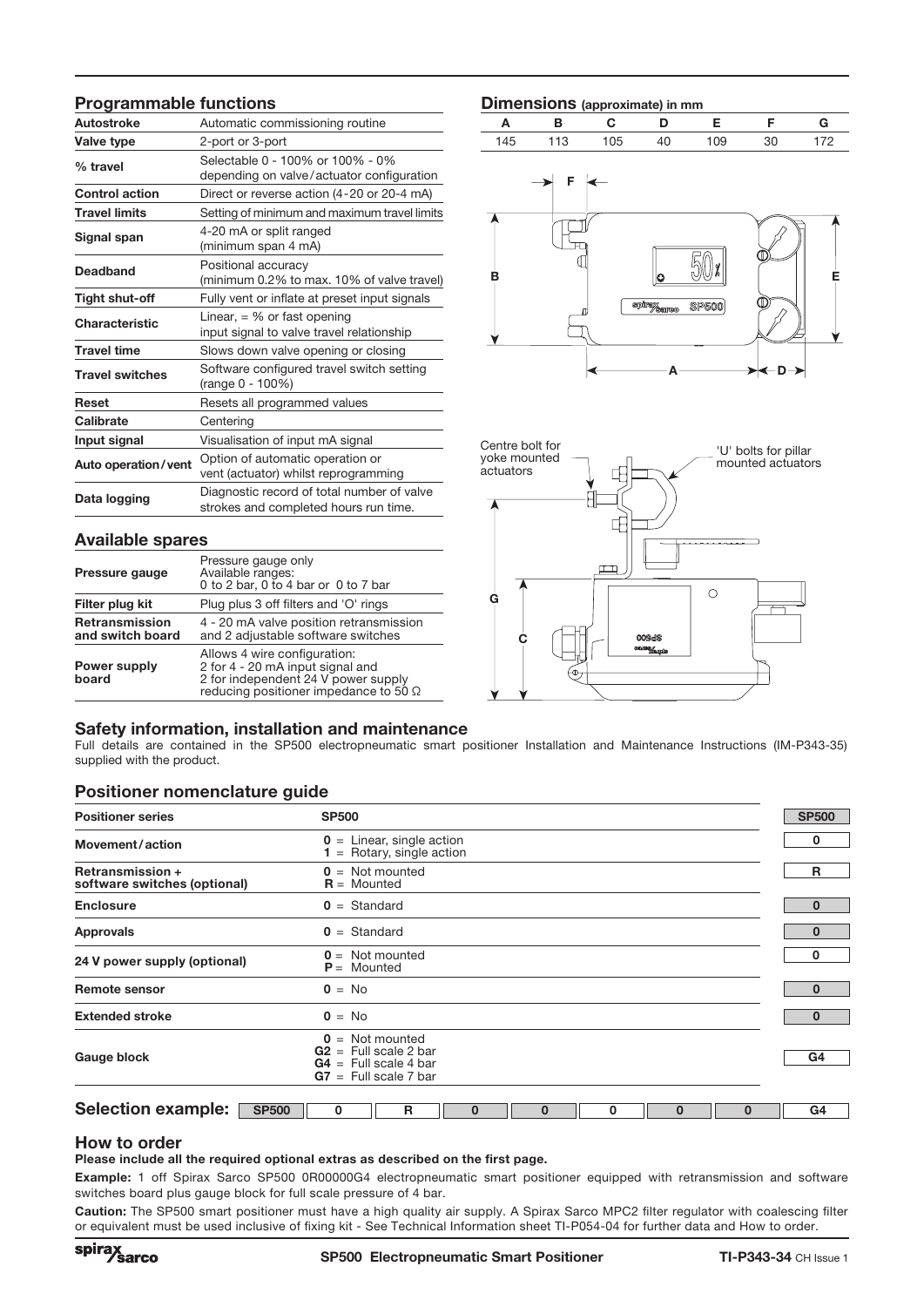## Programmable functions

| | |
|---|---|
| **Autostroke** | Automatic commissioning routine |
| **Valve type** | 2-port or 3-port |
| **% travel** | Selectable 0 - 100% or 100% - 0% depending on valve/actuator configuration |
| **Control action** | Direct or reverse action (4-20 or 20-4 mA) |
| **Travel limits** | Setting of minimum and maximum travel limits |
| **Signal span** | 4-20 mA or split ranged (minimum span 4 mA) |
| **Deadband** | Positional accuracy (minimum 0.2% to max. 10% of valve travel) |
| **Tight shut-off** | Fully vent or inflate at preset input signals |
| **Characteristic** | Linear, = % or fast opening input signal to valve travel relationship |
| **Travel time** | Slows down valve opening or closing |
| **Travel switches** | Software configured travel switch setting (range 0 - 100%) |
| **Reset** | Resets all programmed values |
| **Calibrate** | Centering |
| **Input signal** | Visualisation of input mA signal |
| **Auto operation/vent** | Option of automatic operation or vent (actuator) whilst reprogramming |
| **Data logging** | Diagnostic record of total number of valve strokes and completed hours run time. |

## Available spares

| | |
|---|---|
| **Pressure gauge** | Pressure gauge only Available ranges: 0 to 2 bar, 0 to 4 bar or 0 to 7 bar |
| **Filter plug kit** | Plug plus 3 off filters and 'O' rings |
| **Retransmission and switch board** | 4 - 20 mA valve position retransmission and 2 adjustable software switches |
| **Power supply board** | Allows 4 wire configuration: 2 for 4 - 20 mA input signal and 2 for independent 24 V power supply reducing positioner impedance to 50 Ω |

## Dimensions (approximate) in mm

| A | B | C | D | E | F | G |
|---|---|---|---|---|---|---|
| 145 | 113 | 105 | 40 | 109 | 30 | 172 |

F
B
E
A
D
50%
spirax sarco SP500

Centre bolt for yoke mounted actuators
'U' bolts for pillar mounted actuators
G
C

## Safety information, installation and maintenance

Full details are contained in the SP500 electropneumatic smart positioner Installation and Maintenance Instructions (IM-P343-35) supplied with the product.

## Positioner nomenclature guide

| | | |
|---|---|---|
| **Positioner series** | **SP500** | **SP500** |
| **Movement/action** | **0** = Linear, single action **1** = Rotary, single action | **0** |
| **Retransmission + software switches (optional)** | **0** = Not mounted **R** = Mounted | **R** |
| **Enclosure** | **0** = Standard | **0** |
| **Approvals** | **0** = Standard | **0** |
| **24 V power supply (optional)** | **0** = Not mounted **P** = Mounted | **0** |
| **Remote sensor** | **0** = No | **0** |
| **Extended stroke** | **0** = No | **0** |
| **Gauge block** | **0** = Not mounted **G2** = Full scale 2 bar **G4** = Full scale 4 bar **G7** = Full scale 7 bar | **G4** |

| **Selection example:** | **SP500** | **0** | **R** | **0** | **0** | **0** | **0** | **0** | **G4** |
|---|---|---|---|---|---|---|---|---|---|

## How to order

**Please include all the required optional extras as described on the first page.**

**Example:** 1 off Spirax Sarco SP500 0R00000G4 electropneumatic smart positioner equipped with retransmission and software switches board plus gauge block for full scale pressure of 4 bar.

**Caution:** The SP500 smart positioner must have a high quality air supply. A Spirax Sarco MPC2 filter regulator with coalescing filter or equivalent must be used inclusive of fixing kit - See Technical Information sheet TI-P054-04 for further data and How to order.